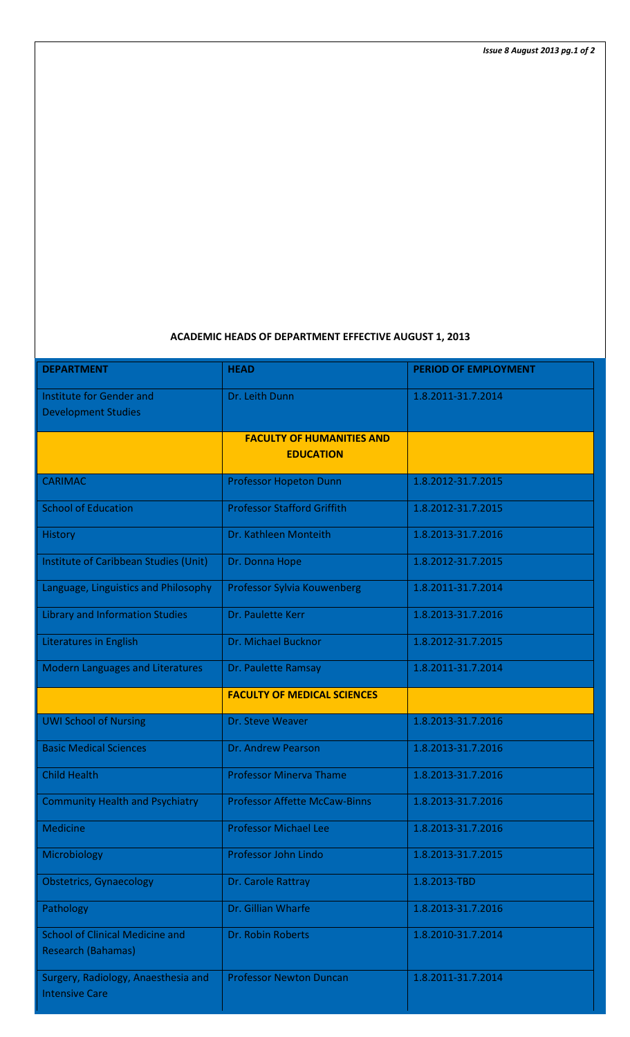## ACADEMIC HEADS OF DEPARTMENT EFFECTIVE AUGUST 1, 2013

| DEPARTMENT | HEAD | PERIOD OF EMPLOYMENT |
|---|---|---|
| Institute for Gender and Development Studies | Dr. Leith Dunn | 1.8.2011-31.7.2014 |
| | **FACULTY OF HUMANITIES AND EDUCATION** | |
| CARIMAC | Professor Hopeton Dunn | 1.8.2012-31.7.2015 |
| School of Education | Professor Stafford Griffith | 1.8.2012-31.7.2015 |
| History | Dr. Kathleen Monteith | 1.8.2013-31.7.2016 |
| Institute of Caribbean Studies (Unit) | Dr. Donna Hope | 1.8.2012-31.7.2015 |
| Language, Linguistics and Philosophy | Professor Sylvia Kouwenberg | 1.8.2011-31.7.2014 |
| Library and Information Studies | Dr. Paulette Kerr | 1.8.2013-31.7.2016 |
| Literatures in English | Dr. Michael Bucknor | 1.8.2012-31.7.2015 |
| Modern Languages and Literatures | Dr. Paulette Ramsay | 1.8.2011-31.7.2014 |
| | **FACULTY OF MEDICAL SCIENCES** | |
| UWI School of Nursing | Dr. Steve Weaver | 1.8.2013-31.7.2016 |
| Basic Medical Sciences | Dr. Andrew Pearson | 1.8.2013-31.7.2016 |
| Child Health | Professor Minerva Thame | 1.8.2013-31.7.2016 |
| Community Health and Psychiatry | Professor Affette McCaw-Binns | 1.8.2013-31.7.2016 |
| Medicine | Professor Michael Lee | 1.8.2013-31.7.2016 |
| Microbiology | Professor John Lindo | 1.8.2013-31.7.2015 |
| Obstetrics, Gynaecology | Dr. Carole Rattray | 1.8.2013-TBD |
| Pathology | Dr. Gillian Wharfe | 1.8.2013-31.7.2016 |
| School of Clinical Medicine and Research (Bahamas) | Dr. Robin Roberts | 1.8.2010-31.7.2014 |
| Surgery, Radiology, Anaesthesia and Intensive Care | Professor Newton Duncan | 1.8.2011-31.7.2014 |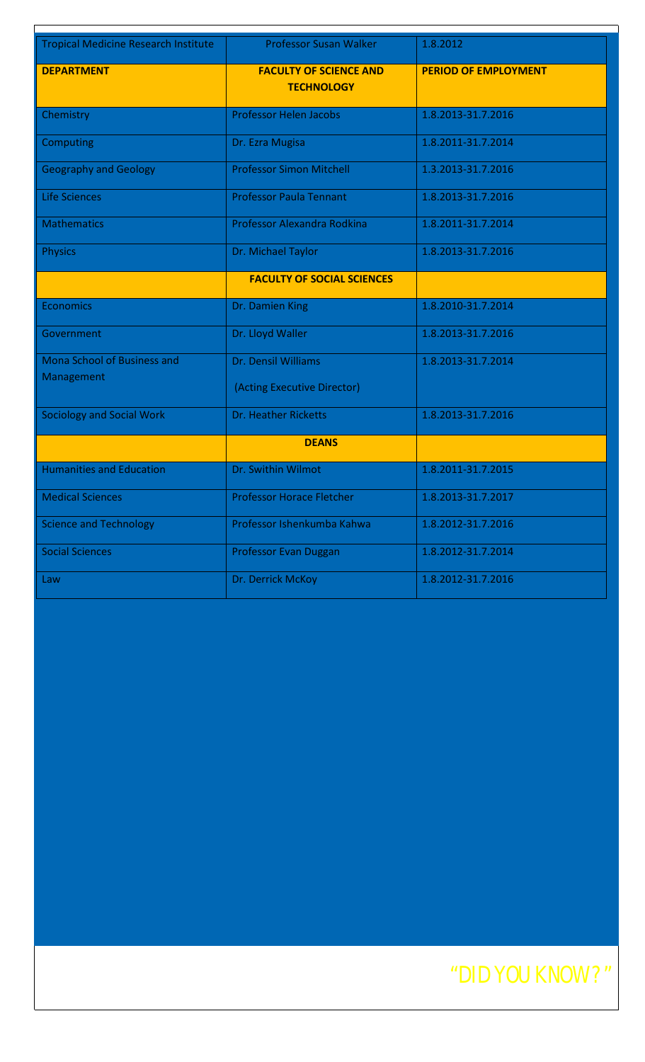| | | |
|---|---|---|
| Tropical Medicine Research Institute | Professor Susan Walker | 1.8.2012 |
| **DEPARTMENT** | **FACULTY OF SCIENCE AND TECHNOLOGY** | **PERIOD OF EMPLOYMENT** |
| Chemistry | Professor Helen Jacobs | 1.8.2013-31.7.2016 |
| Computing | Dr. Ezra Mugisa | 1.8.2011-31.7.2014 |
| Geography and Geology | Professor Simon Mitchell | 1.3.2013-31.7.2016 |
| Life Sciences | Professor Paula Tennant | 1.8.2013-31.7.2016 |
| Mathematics | Professor Alexandra Rodkina | 1.8.2011-31.7.2014 |
| Physics | Dr. Michael Taylor | 1.8.2013-31.7.2016 |
| | **FACULTY OF SOCIAL SCIENCES** | |
| Economics | Dr. Damien King | 1.8.2010-31.7.2014 |
| Government | Dr. Lloyd Waller | 1.8.2013-31.7.2016 |
| Mona School of Business and Management | Dr. Densil Williams (Acting Executive Director) | 1.8.2013-31.7.2014 |
| Sociology and Social Work | Dr. Heather Ricketts | 1.8.2013-31.7.2016 |
| | **DEANS** | |
| Humanities and Education | Dr. Swithin Wilmot | 1.8.2011-31.7.2015 |
| Medical Sciences | Professor Horace Fletcher | 1.8.2013-31.7.2017 |
| Science and Technology | Professor Ishenkumba Kahwa | 1.8.2012-31.7.2016 |
| Social Sciences | Professor Evan Duggan | 1.8.2012-31.7.2014 |
| Law | Dr. Derrick McKoy | 1.8.2012-31.7.2016 |

"DID YOU KNOW?"